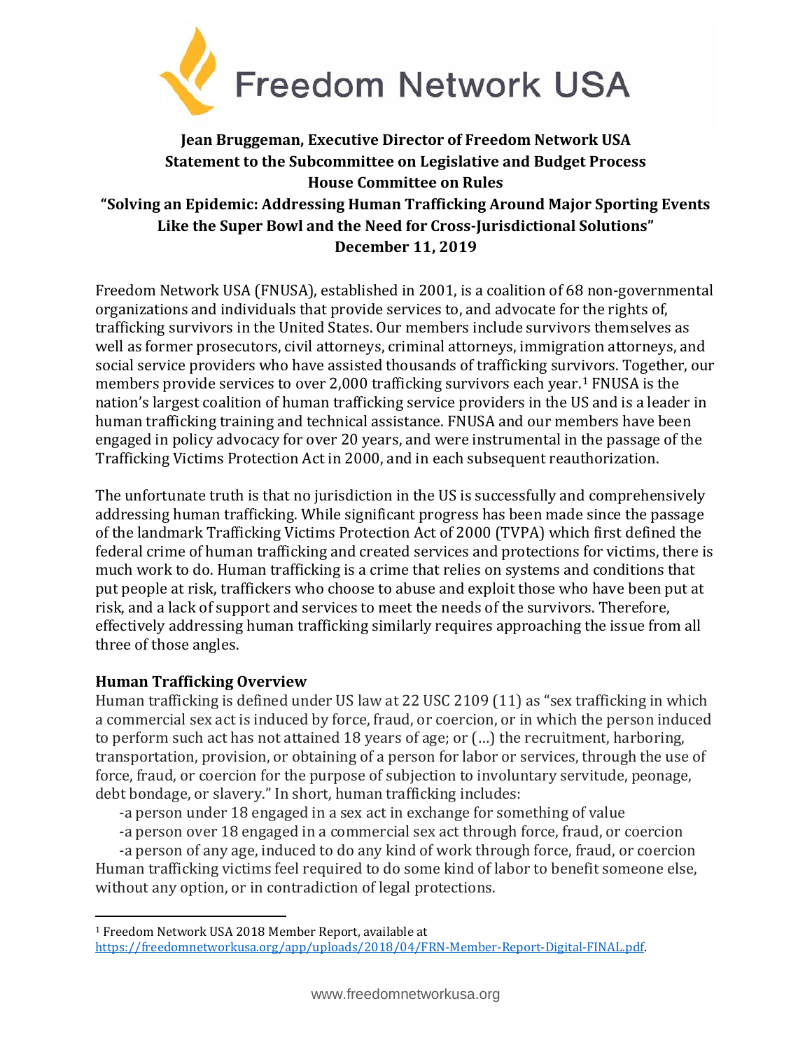# Freedom Network USA

**Jean Bruggeman, Executive Director of Freedom Network USA**
**Statement to the Subcommittee on Legislative and Budget Process**
**House Committee on Rules**
**"Solving an Epidemic: Addressing Human Trafficking Around Major Sporting Events Like the Super Bowl and the Need for Cross-Jurisdictional Solutions"**
**December 11, 2019**

Freedom Network USA (FNUSA), established in 2001, is a coalition of 68 non-governmental organizations and individuals that provide services to, and advocate for the rights of, trafficking survivors in the United States. Our members include survivors themselves as well as former prosecutors, civil attorneys, criminal attorneys, immigration attorneys, and social service providers who have assisted thousands of trafficking survivors. Together, our members provide services to over 2,000 trafficking survivors each year.[1] FNUSA is the nation's largest coalition of human trafficking service providers in the US and is a leader in human trafficking training and technical assistance. FNUSA and our members have been engaged in policy advocacy for over 20 years, and were instrumental in the passage of the Trafficking Victims Protection Act in 2000, and in each subsequent reauthorization.

The unfortunate truth is that no jurisdiction in the US is successfully and comprehensively addressing human trafficking. While significant progress has been made since the passage of the landmark Trafficking Victims Protection Act of 2000 (TVPA) which first defined the federal crime of human trafficking and created services and protections for victims, there is much work to do. Human trafficking is a crime that relies on systems and conditions that put people at risk, traffickers who choose to abuse and exploit those who have been put at risk, and a lack of support and services to meet the needs of the survivors. Therefore, effectively addressing human trafficking similarly requires approaching the issue from all three of those angles.

## Human Trafficking Overview

Human trafficking is defined under US law at 22 USC 2109 (11) as "sex trafficking in which a commercial sex act is induced by force, fraud, or coercion, or in which the person induced to perform such act has not attained 18 years of age; or (...) the recruitment, harboring, transportation, provision, or obtaining of a person for labor or services, through the use of force, fraud, or coercion for the purpose of subjection to involuntary servitude, peonage, debt bondage, or slavery." In short, human trafficking includes:

- a person under 18 engaged in a sex act in exchange for something of value
- a person over 18 engaged in a commercial sex act through force, fraud, or coercion
- a person of any age, induced to do any kind of work through force, fraud, or coercion

Human trafficking victims feel required to do some kind of labor to benefit someone else, without any option, or in contradiction of legal protections.

[1] Freedom Network USA 2018 Member Report, available at https://freedomnetworkusa.org/app/uploads/2018/04/FRN-Member-Report-Digital-FINAL.pdf.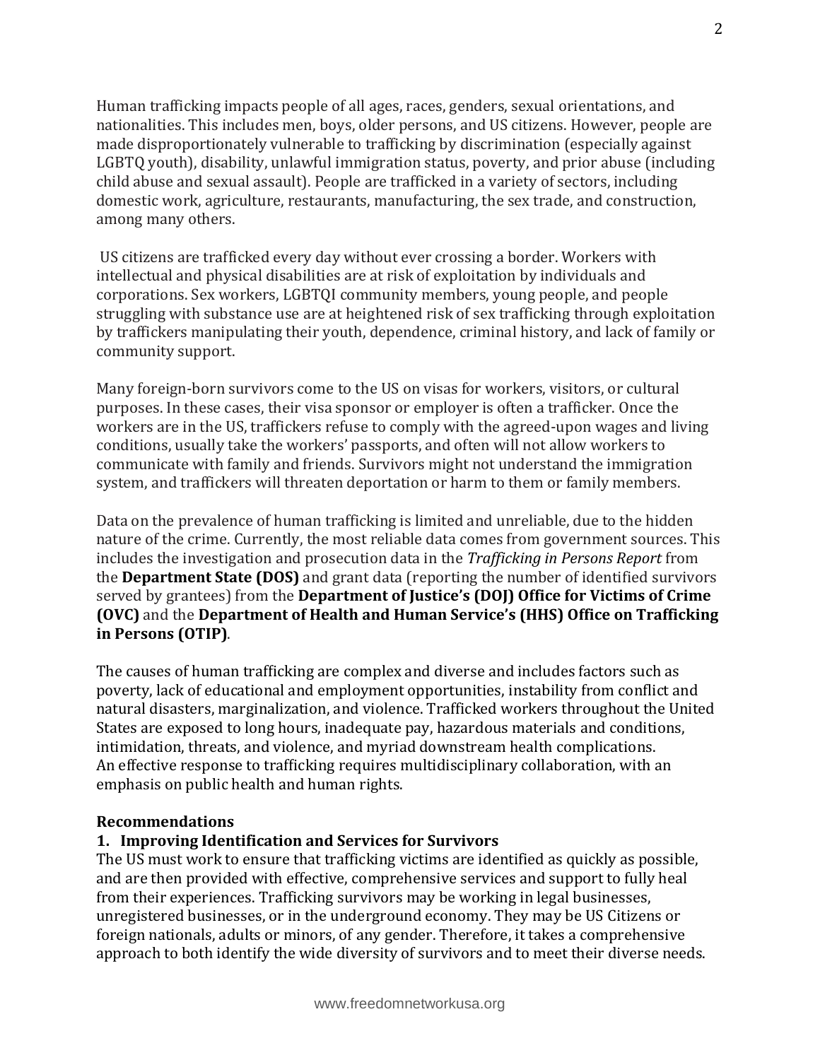Human trafficking impacts people of all ages, races, genders, sexual orientations, and nationalities. This includes men, boys, older persons, and US citizens. However, people are made disproportionately vulnerable to trafficking by discrimination (especially against LGBTQ youth), disability, unlawful immigration status, poverty, and prior abuse (including child abuse and sexual assault). People are trafficked in a variety of sectors, including domestic work, agriculture, restaurants, manufacturing, the sex trade, and construction, among many others.

US citizens are trafficked every day without ever crossing a border. Workers with intellectual and physical disabilities are at risk of exploitation by individuals and corporations. Sex workers, LGBTQI community members, young people, and people struggling with substance use are at heightened risk of sex trafficking through exploitation by traffickers manipulating their youth, dependence, criminal history, and lack of family or community support.

Many foreign-born survivors come to the US on visas for workers, visitors, or cultural purposes. In these cases, their visa sponsor or employer is often a trafficker. Once the workers are in the US, traffickers refuse to comply with the agreed-upon wages and living conditions, usually take the workers' passports, and often will not allow workers to communicate with family and friends. Survivors might not understand the immigration system, and traffickers will threaten deportation or harm to them or family members.

Data on the prevalence of human trafficking is limited and unreliable, due to the hidden nature of the crime. Currently, the most reliable data comes from government sources. This includes the investigation and prosecution data in the *Trafficking in Persons Report* from the **Department State (DOS)** and grant data (reporting the number of identified survivors served by grantees) from the **Department of Justice's (DOJ) Office for Victims of Crime (OVC)** and the **Department of Health and Human Service's (HHS) Office on Trafficking in Persons (OTIP)**.

The causes of human trafficking are complex and diverse and includes factors such as poverty, lack of educational and employment opportunities, instability from conflict and natural disasters, marginalization, and violence. Trafficked workers throughout the United States are exposed to long hours, inadequate pay, hazardous materials and conditions, intimidation, threats, and violence, and myriad downstream health complications. An effective response to trafficking requires multidisciplinary collaboration, with an emphasis on public health and human rights.

## Recommendations

### 1. Improving Identification and Services for Survivors

The US must work to ensure that trafficking victims are identified as quickly as possible, and are then provided with effective, comprehensive services and support to fully heal from their experiences. Trafficking survivors may be working in legal businesses, unregistered businesses, or in the underground economy. They may be US Citizens or foreign nationals, adults or minors, of any gender. Therefore, it takes a comprehensive approach to both identify the wide diversity of survivors and to meet their diverse needs.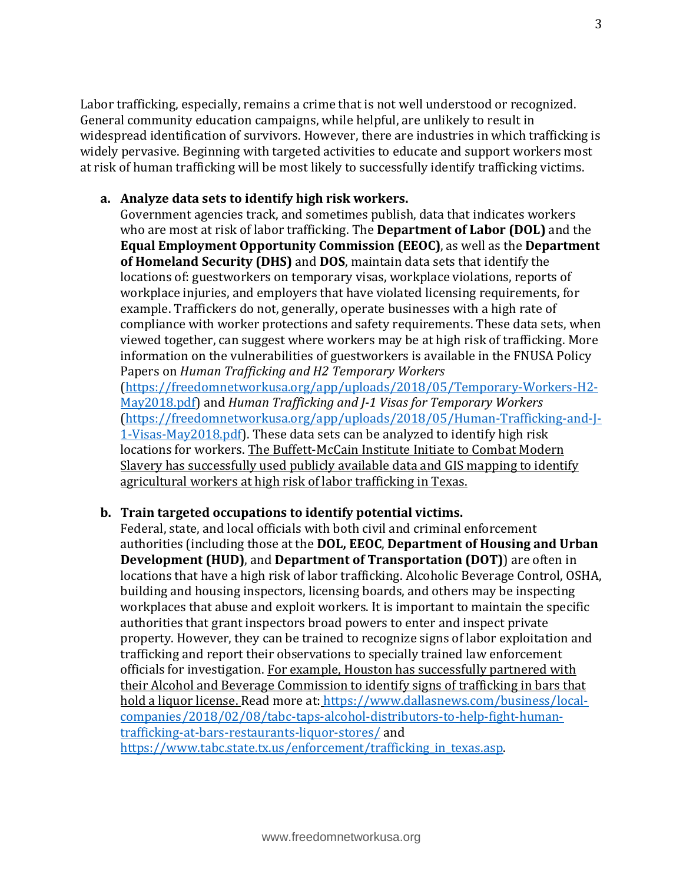Labor trafficking, especially, remains a crime that is not well understood or recognized. General community education campaigns, while helpful, are unlikely to result in widespread identification of survivors. However, there are industries in which trafficking is widely pervasive. Beginning with targeted activities to educate and support workers most at risk of human trafficking will be most likely to successfully identify trafficking victims.

a. **Analyze data sets to identify high risk workers.**
Government agencies track, and sometimes publish, data that indicates workers who are most at risk of labor trafficking. The **Department of Labor (DOL)** and the **Equal Employment Opportunity Commission (EEOC)**, as well as the **Department of Homeland Security (DHS)** and **DOS**, maintain data sets that identify the locations of: guestworkers on temporary visas, workplace violations, reports of workplace injuries, and employers that have violated licensing requirements, for example. Traffickers do not, generally, operate businesses with a high rate of compliance with worker protections and safety requirements. These data sets, when viewed together, can suggest where workers may be at high risk of trafficking. More information on the vulnerabilities of guestworkers is available in the FNUSA Policy Papers on *Human Trafficking and H2 Temporary Workers* (https://freedomnetworkusa.org/app/uploads/2018/05/Temporary-Workers-H2-May2018.pdf) and *Human Trafficking and J-1 Visas for Temporary Workers* (https://freedomnetworkusa.org/app/uploads/2018/05/Human-Trafficking-and-J-1-Visas-May2018.pdf). These data sets can be analyzed to identify high risk locations for workers. The Buffett-McCain Institute Initiate to Combat Modern Slavery has successfully used publicly available data and GIS mapping to identify agricultural workers at high risk of labor trafficking in Texas.

b. **Train targeted occupations to identify potential victims.**
Federal, state, and local officials with both civil and criminal enforcement authorities (including those at the **DOL, EEOC**, **Department of Housing and Urban Development (HUD)**, and **Department of Transportation (DOT)**) are often in locations that have a high risk of labor trafficking. Alcoholic Beverage Control, OSHA, building and housing inspectors, licensing boards, and others may be inspecting workplaces that abuse and exploit workers. It is important to maintain the specific authorities that grant inspectors broad powers to enter and inspect private property. However, they can be trained to recognize signs of labor exploitation and trafficking and report their observations to specially trained law enforcement officials for investigation. For example, Houston has successfully partnered with their Alcohol and Beverage Commission to identify signs of trafficking in bars that hold a liquor license. Read more at: https://www.dallasnews.com/business/local-companies/2018/02/08/tabc-taps-alcohol-distributors-to-help-fight-human-trafficking-at-bars-restaurants-liquor-stores/ and https://www.tabc.state.tx.us/enforcement/trafficking_in_texas.asp.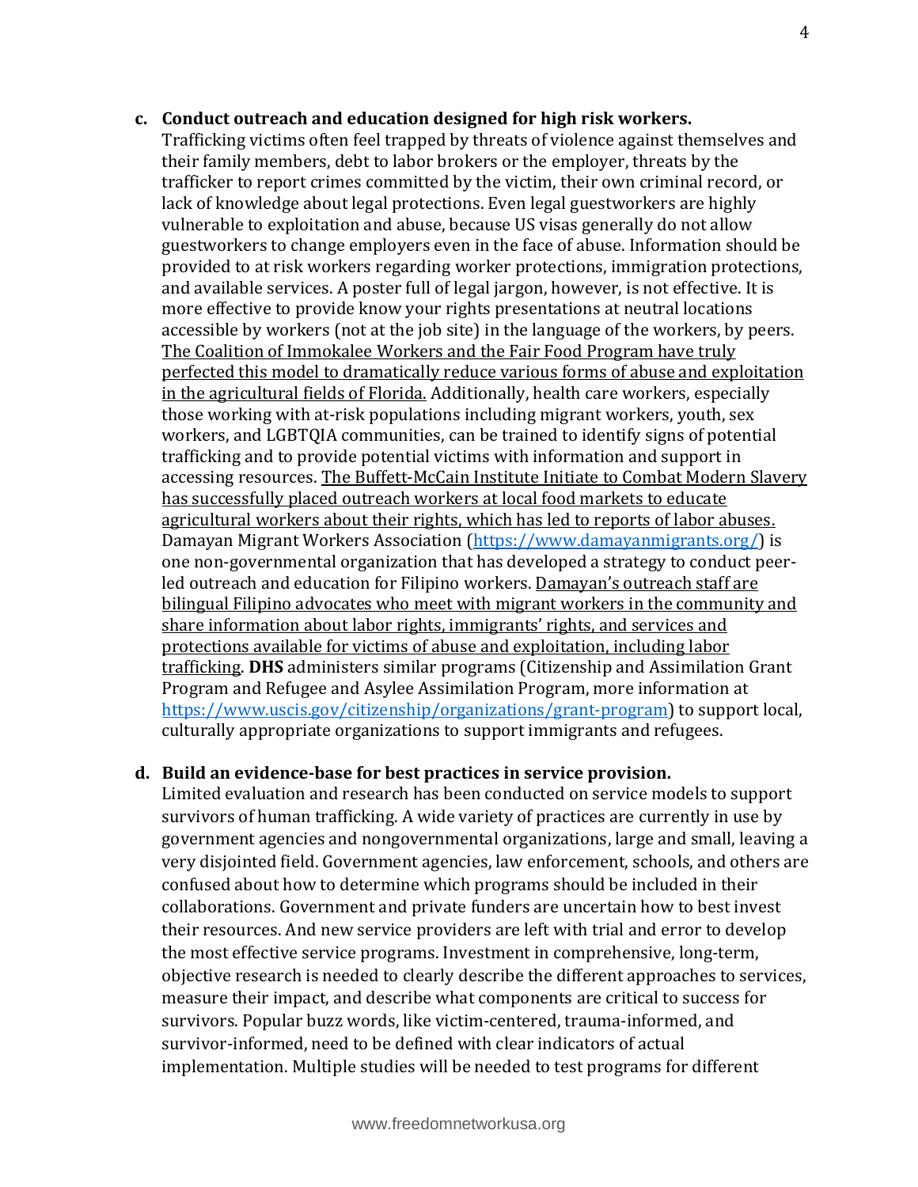c. **Conduct outreach and education designed for high risk workers.**
Trafficking victims often feel trapped by threats of violence against themselves and their family members, debt to labor brokers or the employer, threats by the trafficker to report crimes committed by the victim, their own criminal record, or lack of knowledge about legal protections. Even legal guestworkers are highly vulnerable to exploitation and abuse, because US visas generally do not allow guestworkers to change employers even in the face of abuse. Information should be provided to at risk workers regarding worker protections, immigration protections, and available services. A poster full of legal jargon, however, is not effective. It is more effective to provide know your rights presentations at neutral locations accessible by workers (not at the job site) in the language of the workers, by peers. The Coalition of Immokalee Workers and the Fair Food Program have truly perfected this model to dramatically reduce various forms of abuse and exploitation in the agricultural fields of Florida. Additionally, health care workers, especially those working with at-risk populations including migrant workers, youth, sex workers, and LGBTQIA communities, can be trained to identify signs of potential trafficking and to provide potential victims with information and support in accessing resources. The Buffett-McCain Institute Initiate to Combat Modern Slavery has successfully placed outreach workers at local food markets to educate agricultural workers about their rights, which has led to reports of labor abuses. Damayan Migrant Workers Association (https://www.damayanmigrants.org/) is one non-governmental organization that has developed a strategy to conduct peer-led outreach and education for Filipino workers. Damayan's outreach staff are bilingual Filipino advocates who meet with migrant workers in the community and share information about labor rights, immigrants' rights, and services and protections available for victims of abuse and exploitation, including labor trafficking. **DHS** administers similar programs (Citizenship and Assimilation Grant Program and Refugee and Asylee Assimilation Program, more information at https://www.uscis.gov/citizenship/organizations/grant-program) to support local, culturally appropriate organizations to support immigrants and refugees.

d. **Build an evidence-base for best practices in service provision.**
Limited evaluation and research has been conducted on service models to support survivors of human trafficking. A wide variety of practices are currently in use by government agencies and nongovernmental organizations, large and small, leaving a very disjointed field. Government agencies, law enforcement, schools, and others are confused about how to determine which programs should be included in their collaborations. Government and private funders are uncertain how to best invest their resources. And new service providers are left with trial and error to develop the most effective service programs. Investment in comprehensive, long-term, objective research is needed to clearly describe the different approaches to services, measure their impact, and describe what components are critical to success for survivors. Popular buzz words, like victim-centered, trauma-informed, and survivor-informed, need to be defined with clear indicators of actual implementation. Multiple studies will be needed to test programs for different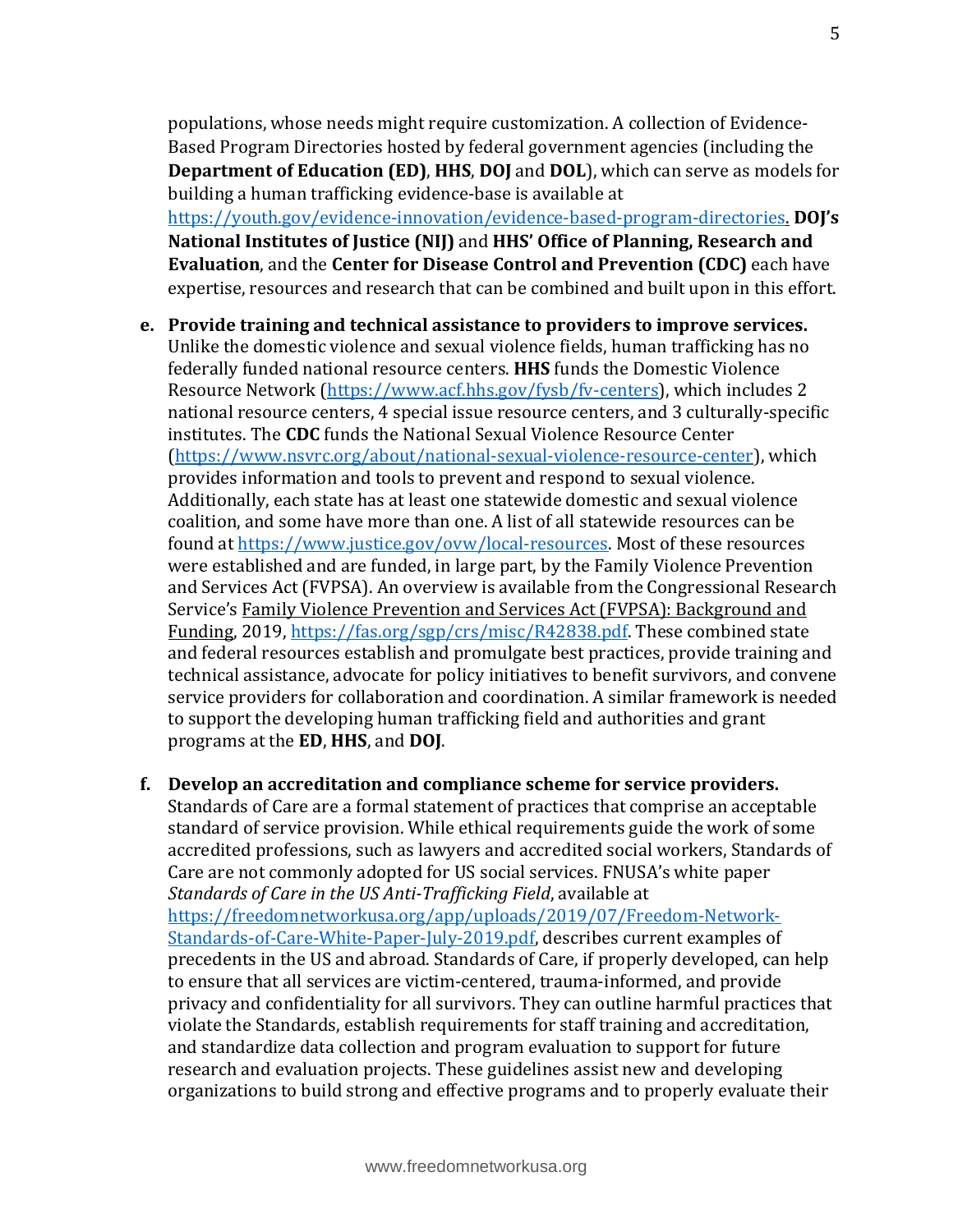populations, whose needs might require customization. A collection of Evidence-Based Program Directories hosted by federal government agencies (including the **Department of Education (ED)**, **HHS**, **DOJ** and **DOL**), which can serve as models for building a human trafficking evidence-base is available at https://youth.gov/evidence-innovation/evidence-based-program-directories. **DOJ's National Institutes of Justice (NIJ)** and **HHS' Office of Planning, Research and Evaluation**, and the **Center for Disease Control and Prevention (CDC)** each have expertise, resources and research that can be combined and built upon in this effort.

e. **Provide training and technical assistance to providers to improve services.** Unlike the domestic violence and sexual violence fields, human trafficking has no federally funded national resource centers. **HHS** funds the Domestic Violence Resource Network (https://www.acf.hhs.gov/fysb/fv-centers), which includes 2 national resource centers, 4 special issue resource centers, and 3 culturally-specific institutes. The **CDC** funds the National Sexual Violence Resource Center (https://www.nsvrc.org/about/national-sexual-violence-resource-center), which provides information and tools to prevent and respond to sexual violence. Additionally, each state has at least one statewide domestic and sexual violence coalition, and some have more than one. A list of all statewide resources can be found at https://www.justice.gov/ovw/local-resources. Most of these resources were established and are funded, in large part, by the Family Violence Prevention and Services Act (FVPSA). An overview is available from the Congressional Research Service's Family Violence Prevention and Services Act (FVPSA): Background and Funding, 2019, https://fas.org/sgp/crs/misc/R42838.pdf. These combined state and federal resources establish and promulgate best practices, provide training and technical assistance, advocate for policy initiatives to benefit survivors, and convene service providers for collaboration and coordination. A similar framework is needed to support the developing human trafficking field and authorities and grant programs at the **ED**, **HHS**, and **DOJ**.

f. **Develop an accreditation and compliance scheme for service providers.** Standards of Care are a formal statement of practices that comprise an acceptable standard of service provision. While ethical requirements guide the work of some accredited professions, such as lawyers and accredited social workers, Standards of Care are not commonly adopted for US social services. FNUSA's white paper *Standards of Care in the US Anti-Trafficking Field*, available at https://freedomnetworkusa.org/app/uploads/2019/07/Freedom-Network-Standards-of-Care-White-Paper-July-2019.pdf, describes current examples of precedents in the US and abroad. Standards of Care, if properly developed, can help to ensure that all services are victim-centered, trauma-informed, and provide privacy and confidentiality for all survivors. They can outline harmful practices that violate the Standards, establish requirements for staff training and accreditation, and standardize data collection and program evaluation to support for future research and evaluation projects. These guidelines assist new and developing organizations to build strong and effective programs and to properly evaluate their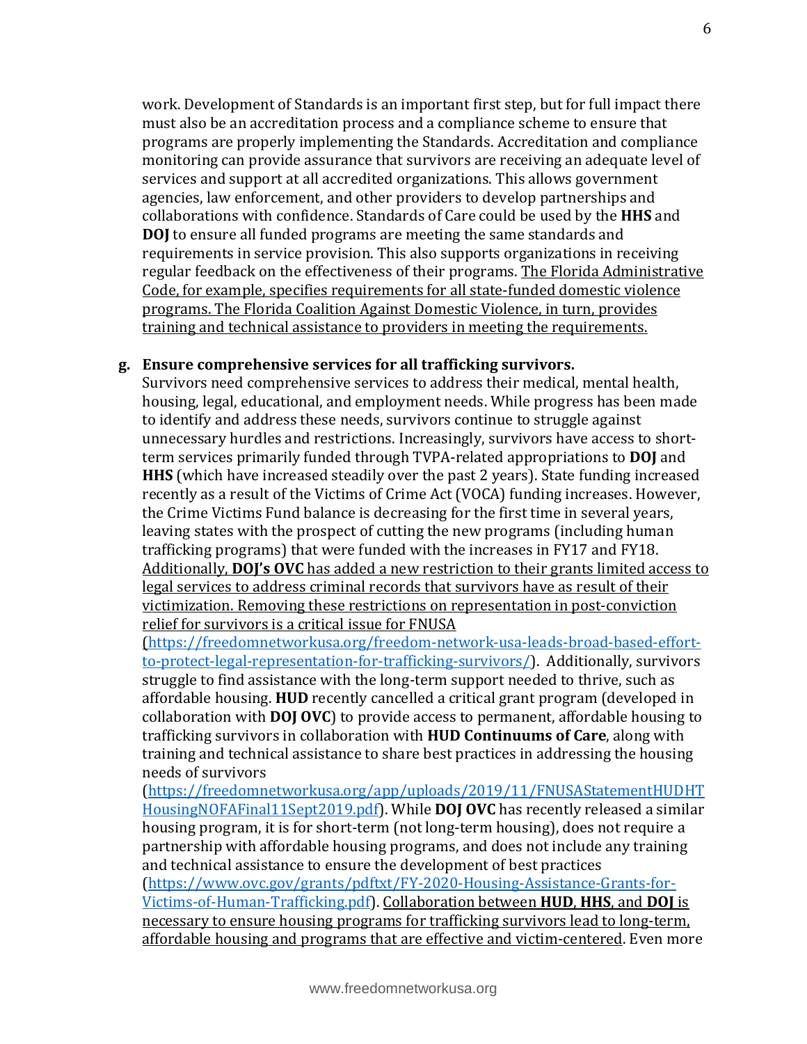work. Development of Standards is an important first step, but for full impact there must also be an accreditation process and a compliance scheme to ensure that programs are properly implementing the Standards. Accreditation and compliance monitoring can provide assurance that survivors are receiving an adequate level of services and support at all accredited organizations. This allows government agencies, law enforcement, and other providers to develop partnerships and collaborations with confidence. Standards of Care could be used by the **HHS** and **DOJ** to ensure all funded programs are meeting the same standards and requirements in service provision. This also supports organizations in receiving regular feedback on the effectiveness of their programs. The Florida Administrative Code, for example, specifies requirements for all state-funded domestic violence programs. The Florida Coalition Against Domestic Violence, in turn, provides training and technical assistance to providers in meeting the requirements.

**g. Ensure comprehensive services for all trafficking survivors.**

Survivors need comprehensive services to address their medical, mental health, housing, legal, educational, and employment needs. While progress has been made to identify and address these needs, survivors continue to struggle against unnecessary hurdles and restrictions. Increasingly, survivors have access to short-term services primarily funded through TVPA-related appropriations to **DOJ** and **HHS** (which have increased steadily over the past 2 years). State funding increased recently as a result of the Victims of Crime Act (VOCA) funding increases. However, the Crime Victims Fund balance is decreasing for the first time in several years, leaving states with the prospect of cutting the new programs (including human trafficking programs) that were funded with the increases in FY17 and FY18. Additionally, **DOJ's OVC** has added a new restriction to their grants limited access to legal services to address criminal records that survivors have as result of their victimization. Removing these restrictions on representation in post-conviction relief for survivors is a critical issue for FNUSA (https://freedomnetworkusa.org/freedom-network-usa-leads-broad-based-effort-to-protect-legal-representation-for-trafficking-survivors/). Additionally, survivors struggle to find assistance with the long-term support needed to thrive, such as affordable housing. **HUD** recently cancelled a critical grant program (developed in collaboration with **DOJ OVC**) to provide access to permanent, affordable housing to trafficking survivors in collaboration with **HUD Continuums of Care**, along with training and technical assistance to share best practices in addressing the housing needs of survivors (https://freedomnetworkusa.org/app/uploads/2019/11/FNUSAStatementHUDHTHousingNOFAFinal11Sept2019.pdf). While **DOJ OVC** has recently released a similar housing program, it is for short-term (not long-term housing), does not require a partnership with affordable housing programs, and does not include any training and technical assistance to ensure the development of best practices (https://www.ovc.gov/grants/pdftxt/FY-2020-Housing-Assistance-Grants-for-Victims-of-Human-Trafficking.pdf). Collaboration between **HUD**, **HHS**, and **DOJ** is necessary to ensure housing programs for trafficking survivors lead to long-term, affordable housing and programs that are effective and victim-centered. Even more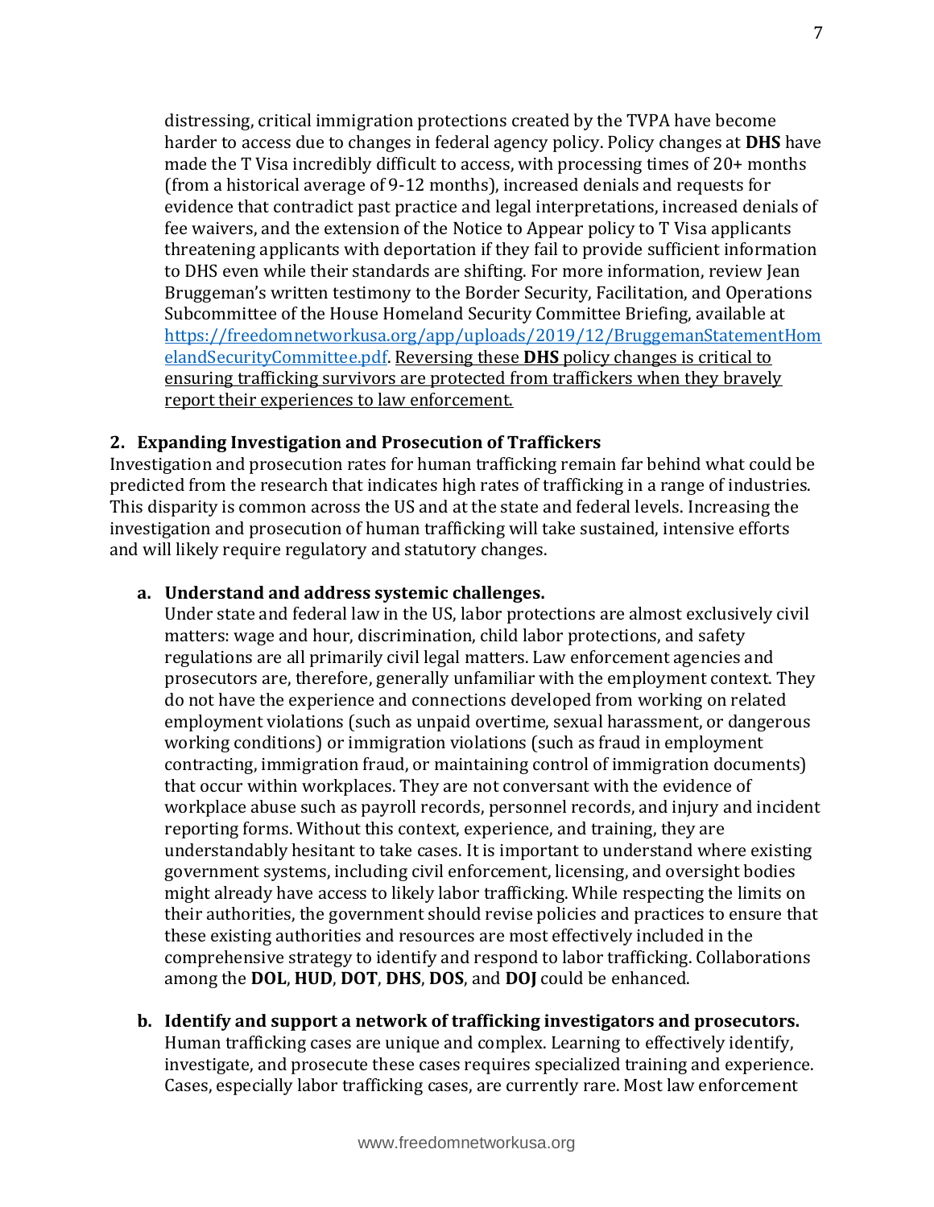distressing, critical immigration protections created by the TVPA have become harder to access due to changes in federal agency policy. Policy changes at **DHS** have made the T Visa incredibly difficult to access, with processing times of 20+ months (from a historical average of 9-12 months), increased denials and requests for evidence that contradict past practice and legal interpretations, increased denials of fee waivers, and the extension of the Notice to Appear policy to T Visa applicants threatening applicants with deportation if they fail to provide sufficient information to DHS even while their standards are shifting. For more information, review Jean Bruggeman's written testimony to the Border Security, Facilitation, and Operations Subcommittee of the House Homeland Security Committee Briefing, available at https://freedomnetworkusa.org/app/uploads/2019/12/BruggemanStatementHomelandSecurityCommittee.pdf. <u>Reversing these **DHS** policy changes is critical to ensuring trafficking survivors are protected from traffickers when they bravely report their experiences to law enforcement.</u>

## 2. Expanding Investigation and Prosecution of Traffickers

Investigation and prosecution rates for human trafficking remain far behind what could be predicted from the research that indicates high rates of trafficking in a range of industries. This disparity is common across the US and at the state and federal levels. Increasing the investigation and prosecution of human trafficking will take sustained, intensive efforts and will likely require regulatory and statutory changes.

### a. Understand and address systemic challenges.

Under state and federal law in the US, labor protections are almost exclusively civil matters: wage and hour, discrimination, child labor protections, and safety regulations are all primarily civil legal matters. Law enforcement agencies and prosecutors are, therefore, generally unfamiliar with the employment context. They do not have the experience and connections developed from working on related employment violations (such as unpaid overtime, sexual harassment, or dangerous working conditions) or immigration violations (such as fraud in employment contracting, immigration fraud, or maintaining control of immigration documents) that occur within workplaces. They are not conversant with the evidence of workplace abuse such as payroll records, personnel records, and injury and incident reporting forms. Without this context, experience, and training, they are understandably hesitant to take cases. It is important to understand where existing government systems, including civil enforcement, licensing, and oversight bodies might already have access to likely labor trafficking. While respecting the limits on their authorities, the government should revise policies and practices to ensure that these existing authorities and resources are most effectively included in the comprehensive strategy to identify and respond to labor trafficking. Collaborations among the **DOL**, **HUD**, **DOT**, **DHS**, **DOS**, and **DOJ** could be enhanced.

### b. Identify and support a network of trafficking investigators and prosecutors.

Human trafficking cases are unique and complex. Learning to effectively identify, investigate, and prosecute these cases requires specialized training and experience. Cases, especially labor trafficking cases, are currently rare. Most law enforcement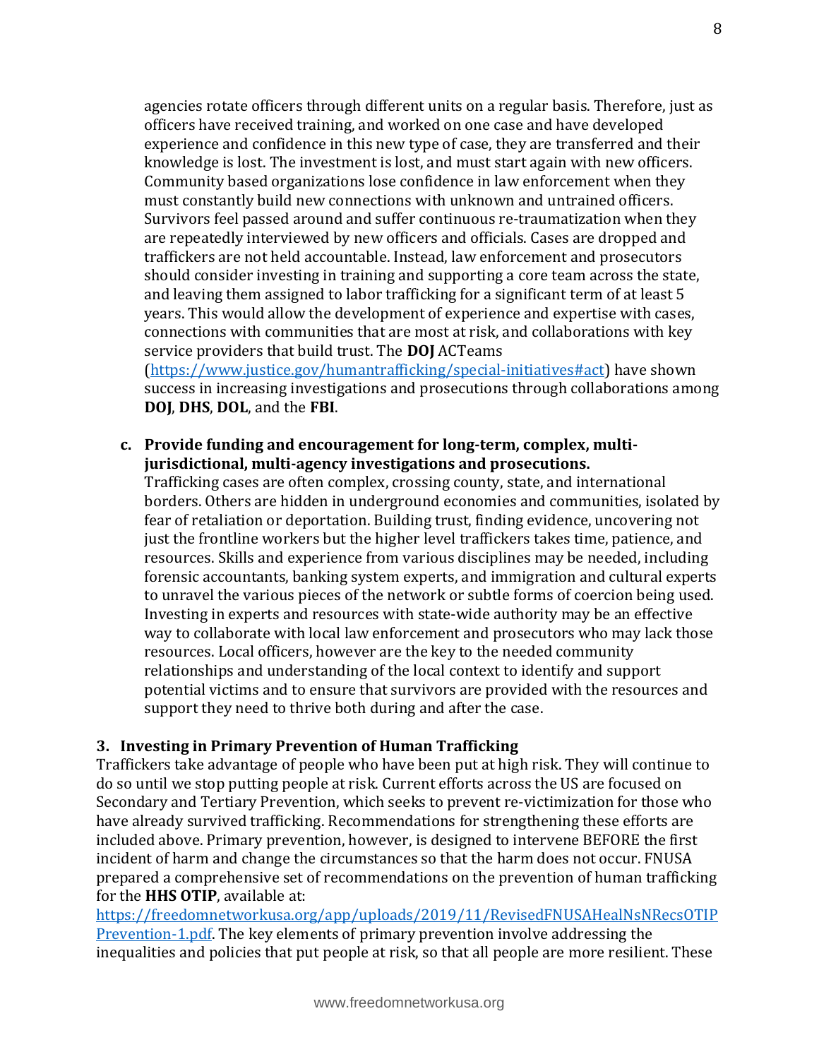agencies rotate officers through different units on a regular basis. Therefore, just as officers have received training, and worked on one case and have developed experience and confidence in this new type of case, they are transferred and their knowledge is lost. The investment is lost, and must start again with new officers. Community based organizations lose confidence in law enforcement when they must constantly build new connections with unknown and untrained officers. Survivors feel passed around and suffer continuous re-traumatization when they are repeatedly interviewed by new officers and officials. Cases are dropped and traffickers are not held accountable. Instead, law enforcement and prosecutors should consider investing in training and supporting a core team across the state, and leaving them assigned to labor trafficking for a significant term of at least 5 years. This would allow the development of experience and expertise with cases, connections with communities that are most at risk, and collaborations with key service providers that build trust. The **DOJ** ACTeams ([https://www.justice.gov/humantrafficking/special-initiatives#act](https://www.justice.gov/humantrafficking/special-initiatives#act)) have shown success in increasing investigations and prosecutions through collaborations among **DOJ**, **DHS**, **DOL**, and the **FBI**.

**c. Provide funding and encouragement for long-term, complex, multi-jurisdictional, multi-agency investigations and prosecutions.**

Trafficking cases are often complex, crossing county, state, and international borders. Others are hidden in underground economies and communities, isolated by fear of retaliation or deportation. Building trust, finding evidence, uncovering not just the frontline workers but the higher level traffickers takes time, patience, and resources. Skills and experience from various disciplines may be needed, including forensic accountants, banking system experts, and immigration and cultural experts to unravel the various pieces of the network or subtle forms of coercion being used. Investing in experts and resources with state-wide authority may be an effective way to collaborate with local law enforcement and prosecutors who may lack those resources. Local officers, however are the key to the needed community relationships and understanding of the local context to identify and support potential victims and to ensure that survivors are provided with the resources and support they need to thrive both during and after the case.

### 3. Investing in Primary Prevention of Human Trafficking

Traffickers take advantage of people who have been put at high risk. They will continue to do so until we stop putting people at risk. Current efforts across the US are focused on Secondary and Tertiary Prevention, which seeks to prevent re-victimization for those who have already survived trafficking. Recommendations for strengthening these efforts are included above. Primary prevention, however, is designed to intervene BEFORE the first incident of harm and change the circumstances so that the harm does not occur. FNUSA prepared a comprehensive set of recommendations on the prevention of human trafficking for the **HHS OTIP**, available at: [https://freedomnetworkusa.org/app/uploads/2019/11/RevisedFNUSAHealNsNRecsOTIPPrevention-1.pdf](https://freedomnetworkusa.org/app/uploads/2019/11/RevisedFNUSAHealNsNRecsOTIPPrevention-1.pdf). The key elements of primary prevention involve addressing the inequalities and policies that put people at risk, so that all people are more resilient. These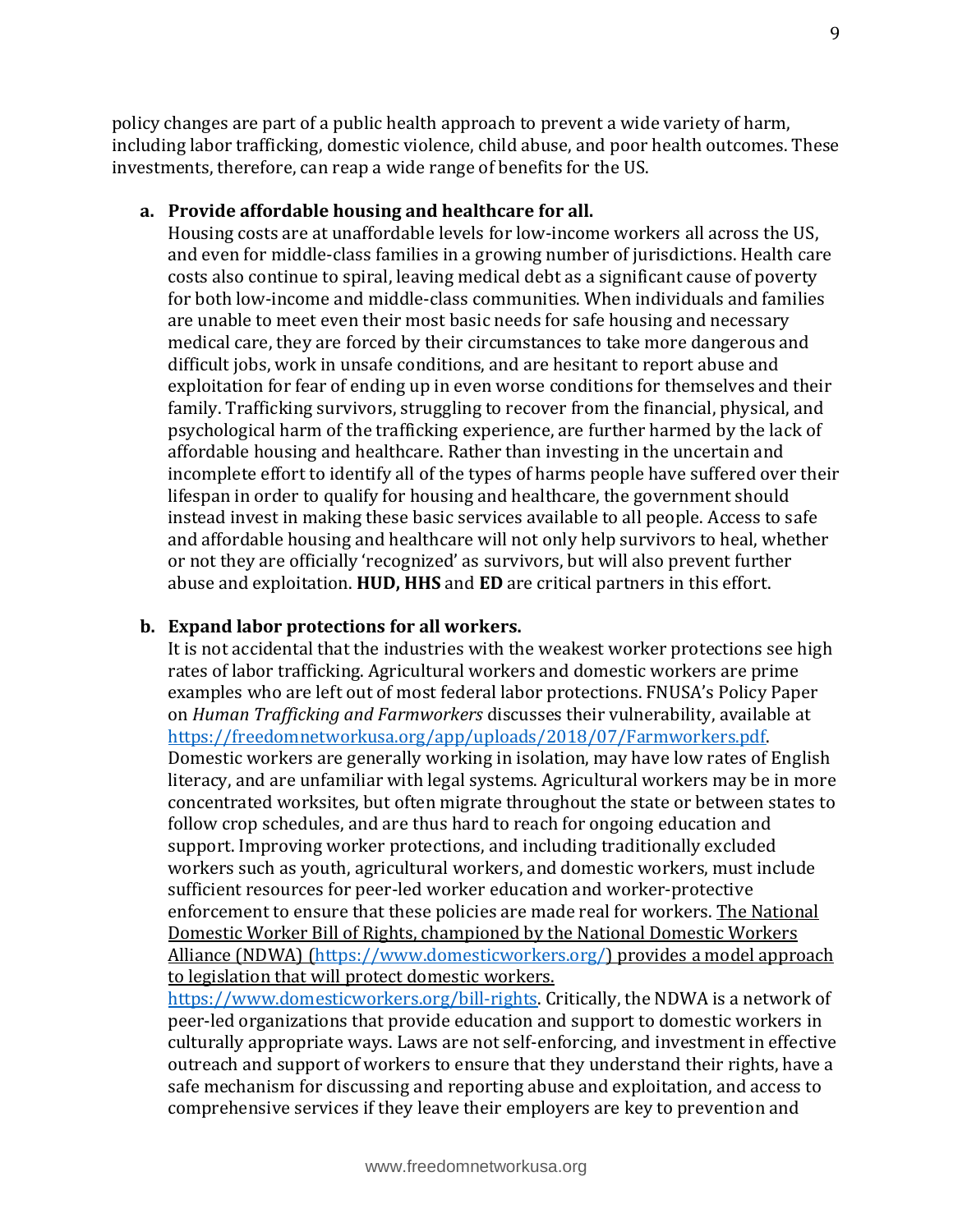policy changes are part of a public health approach to prevent a wide variety of harm, including labor trafficking, domestic violence, child abuse, and poor health outcomes. These investments, therefore, can reap a wide range of benefits for the US.

a. **Provide affordable housing and healthcare for all.**

   Housing costs are at unaffordable levels for low-income workers all across the US, and even for middle-class families in a growing number of jurisdictions. Health care costs also continue to spiral, leaving medical debt as a significant cause of poverty for both low-income and middle-class communities. When individuals and families are unable to meet even their most basic needs for safe housing and necessary medical care, they are forced by their circumstances to take more dangerous and difficult jobs, work in unsafe conditions, and are hesitant to report abuse and exploitation for fear of ending up in even worse conditions for themselves and their family. Trafficking survivors, struggling to recover from the financial, physical, and psychological harm of the trafficking experience, are further harmed by the lack of affordable housing and healthcare. Rather than investing in the uncertain and incomplete effort to identify all of the types of harms people have suffered over their lifespan in order to qualify for housing and healthcare, the government should instead invest in making these basic services available to all people. Access to safe and affordable housing and healthcare will not only help survivors to heal, whether or not they are officially 'recognized' as survivors, but will also prevent further abuse and exploitation. **HUD, HHS** and **ED** are critical partners in this effort.

b. **Expand labor protections for all workers.**

   It is not accidental that the industries with the weakest worker protections see high rates of labor trafficking. Agricultural workers and domestic workers are prime examples who are left out of most federal labor protections. FNUSA's Policy Paper on *Human Trafficking and Farmworkers* discusses their vulnerability, available at https://freedomnetworkusa.org/app/uploads/2018/07/Farmworkers.pdf. Domestic workers are generally working in isolation, may have low rates of English literacy, and are unfamiliar with legal systems. Agricultural workers may be in more concentrated worksites, but often migrate throughout the state or between states to follow crop schedules, and are thus hard to reach for ongoing education and support. Improving worker protections, and including traditionally excluded workers such as youth, agricultural workers, and domestic workers, must include sufficient resources for peer-led worker education and worker-protective enforcement to ensure that these policies are made real for workers. The National Domestic Worker Bill of Rights, championed by the National Domestic Workers Alliance (NDWA) (https://www.domesticworkers.org/) provides a model approach to legislation that will protect domestic workers. https://www.domesticworkers.org/bill-rights. Critically, the NDWA is a network of peer-led organizations that provide education and support to domestic workers in culturally appropriate ways. Laws are not self-enforcing, and investment in effective outreach and support of workers to ensure that they understand their rights, have a safe mechanism for discussing and reporting abuse and exploitation, and access to comprehensive services if they leave their employers are key to prevention and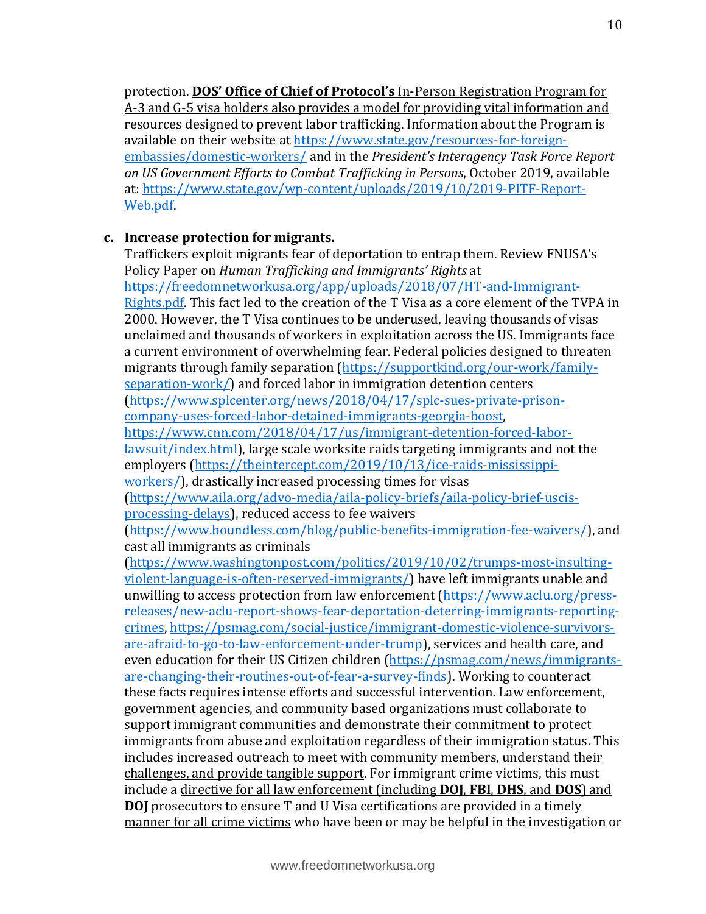protection. **DOS' Office of Chief of Protocol's** <u>In-Person Registration Program for A-3 and G-5 visa holders also provides a model for providing vital information and resources designed to prevent labor trafficking.</u> Information about the Program is available on their website at https://www.state.gov/resources-for-foreign-embassies/domestic-workers/ and in the *President's Interagency Task Force Report on US Government Efforts to Combat Trafficking in Persons*, October 2019, available at: https://www.state.gov/wp-content/uploads/2019/10/2019-PITF-Report-Web.pdf.

**c. Increase protection for migrants.**

Traffickers exploit migrants fear of deportation to entrap them. Review FNUSA's Policy Paper on *Human Trafficking and Immigrants' Rights* at https://freedomnetworkusa.org/app/uploads/2018/07/HT-and-Immigrant-Rights.pdf. This fact led to the creation of the T Visa as a core element of the TVPA in 2000. However, the T Visa continues to be underused, leaving thousands of visas unclaimed and thousands of workers in exploitation across the US. Immigrants face a current environment of overwhelming fear. Federal policies designed to threaten migrants through family separation (https://supportkind.org/our-work/family-separation-work/) and forced labor in immigration detention centers (https://www.splcenter.org/news/2018/04/17/splc-sues-private-prison-company-uses-forced-labor-detained-immigrants-georgia-boost, https://www.cnn.com/2018/04/17/us/immigrant-detention-forced-labor-lawsuit/index.html), large scale worksite raids targeting immigrants and not the employers (https://theintercept.com/2019/10/13/ice-raids-mississippi-workers/), drastically increased processing times for visas (https://www.aila.org/advo-media/aila-policy-briefs/aila-policy-brief-uscis-processing-delays), reduced access to fee waivers (https://www.boundless.com/blog/public-benefits-immigration-fee-waivers/), and cast all immigrants as criminals (https://www.washingtonpost.com/politics/2019/10/02/trumps-most-insulting-violent-language-is-often-reserved-immigrants/) have left immigrants unable and unwilling to access protection from law enforcement (https://www.aclu.org/press-releases/new-aclu-report-shows-fear-deportation-deterring-immigrants-reporting-crimes, https://psmag.com/social-justice/immigrant-domestic-violence-survivors-are-afraid-to-go-to-law-enforcement-under-trump), services and health care, and even education for their US Citizen children (https://psmag.com/news/immigrants-are-changing-their-routines-out-of-fear-a-survey-finds). Working to counteract these facts requires intense efforts and successful intervention. Law enforcement, government agencies, and community based organizations must collaborate to support immigrant communities and demonstrate their commitment to protect immigrants from abuse and exploitation regardless of their immigration status. This includes <u>increased outreach to meet with community members, understand their challenges, and provide tangible support</u>. For immigrant crime victims, this must include a <u>directive for all law enforcement (including **DOJ**, **FBI**, **DHS**, and **DOS**) and **DOJ** prosecutors to ensure T and U Visa certifications are provided in a timely manner for all crime victims</u> who have been or may be helpful in the investigation or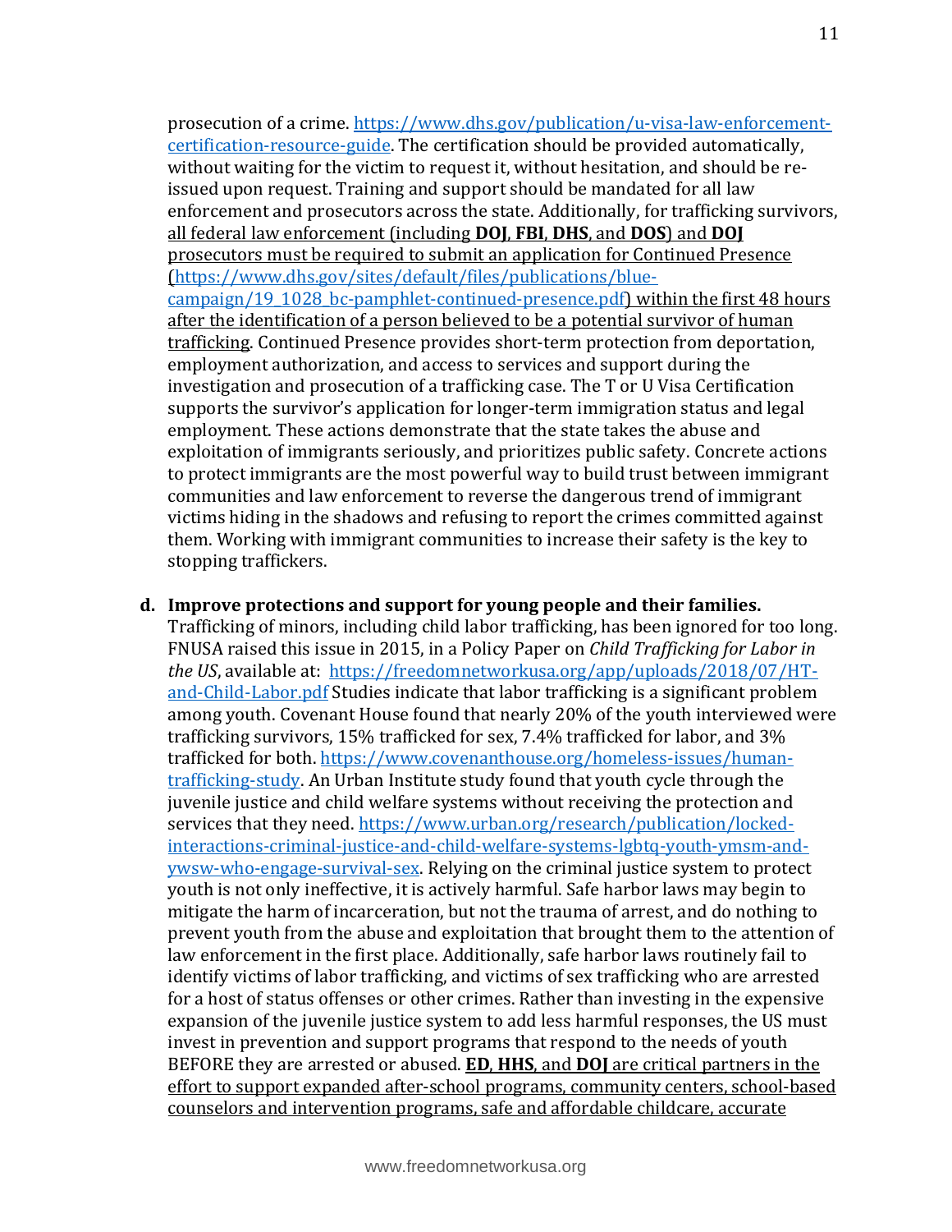prosecution of a crime. https://www.dhs.gov/publication/u-visa-law-enforcement-certification-resource-guide. The certification should be provided automatically, without waiting for the victim to request it, without hesitation, and should be re-issued upon request. Training and support should be mandated for all law enforcement and prosecutors across the state. Additionally, for trafficking survivors, <u>all federal law enforcement (including **DOJ**, **FBI**, **DHS**, and **DOS**) and **DOJ** prosecutors must be required to submit an application for Continued Presence (https://www.dhs.gov/sites/default/files/publications/blue-campaign/19_1028_bc-pamphlet-continued-presence.pdf) within the first 48 hours after the identification of a person believed to be a potential survivor of human trafficking</u>. Continued Presence provides short-term protection from deportation, employment authorization, and access to services and support during the investigation and prosecution of a trafficking case. The T or U Visa Certification supports the survivor's application for longer-term immigration status and legal employment. These actions demonstrate that the state takes the abuse and exploitation of immigrants seriously, and prioritizes public safety. Concrete actions to protect immigrants are the most powerful way to build trust between immigrant communities and law enforcement to reverse the dangerous trend of immigrant victims hiding in the shadows and refusing to report the crimes committed against them. Working with immigrant communities to increase their safety is the key to stopping traffickers.

d. **Improve protections and support for young people and their families.** Trafficking of minors, including child labor trafficking, has been ignored for too long. FNUSA raised this issue in 2015, in a Policy Paper on *Child Trafficking for Labor in the US*, available at: https://freedomnetworkusa.org/app/uploads/2018/07/HT-and-Child-Labor.pdf Studies indicate that labor trafficking is a significant problem among youth. Covenant House found that nearly 20% of the youth interviewed were trafficking survivors, 15% trafficked for sex, 7.4% trafficked for labor, and 3% trafficked for both. https://www.covenanthouse.org/homeless-issues/human-trafficking-study. An Urban Institute study found that youth cycle through the juvenile justice and child welfare systems without receiving the protection and services that they need. https://www.urban.org/research/publication/locked-interactions-criminal-justice-and-child-welfare-systems-lgbtq-youth-ymsm-and-ywsw-who-engage-survival-sex. Relying on the criminal justice system to protect youth is not only ineffective, it is actively harmful. Safe harbor laws may begin to mitigate the harm of incarceration, but not the trauma of arrest, and do nothing to prevent youth from the abuse and exploitation that brought them to the attention of law enforcement in the first place. Additionally, safe harbor laws routinely fail to identify victims of labor trafficking, and victims of sex trafficking who are arrested for a host of status offenses or other crimes. Rather than investing in the expensive expansion of the juvenile justice system to add less harmful responses, the US must invest in prevention and support programs that respond to the needs of youth BEFORE they are arrested or abused. <u>**ED**, **HHS**, and **DOJ** are critical partners in the effort to support expanded after-school programs, community centers, school-based counselors and intervention programs, safe and affordable childcare, accurate</u>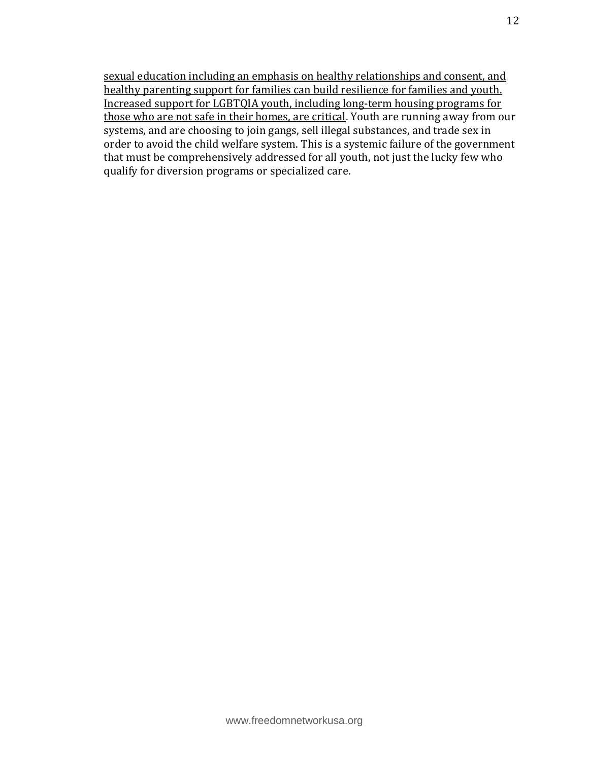sexual education including an emphasis on healthy relationships and consent, and healthy parenting support for families can build resilience for families and youth. Increased support for LGBTQIA youth, including long-term housing programs for those who are not safe in their homes, are critical. Youth are running away from our systems, and are choosing to join gangs, sell illegal substances, and trade sex in order to avoid the child welfare system. This is a systemic failure of the government that must be comprehensively addressed for all youth, not just the lucky few who qualify for diversion programs or specialized care.